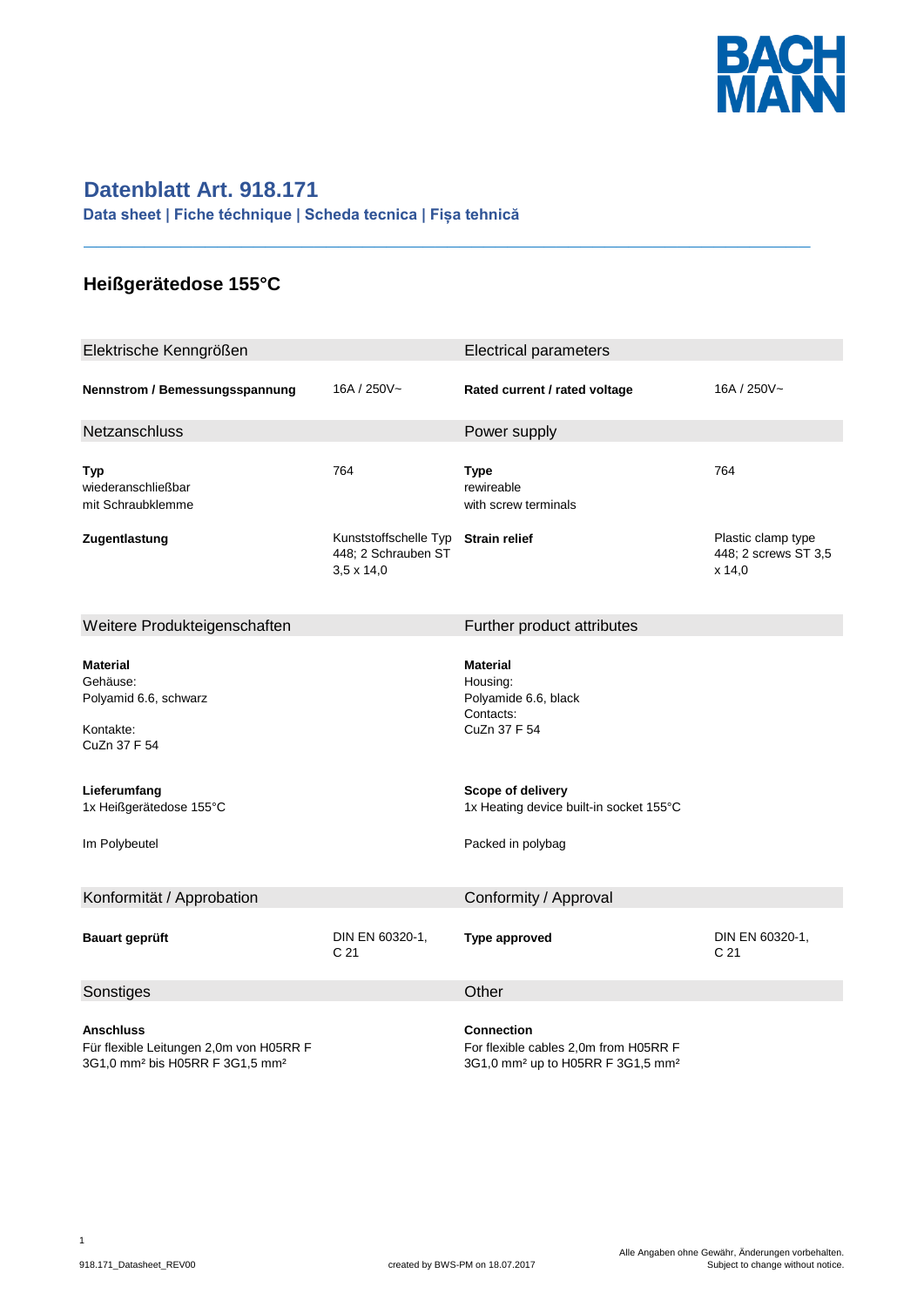# Datenblatt Art. 918.171

**Data sheet | Fiche téchnique | Scheda tecnica | Fișa tehnică**

---

## Heißgerätedose 155°C

| Elektrische Kenngrößen | | Electrical parameters | |
|---|---|---|---|
| **Nennstrom / Bemessungsspannung** | 16A / 250V~ | **Rated current / rated voltage** | 16A / 250V~ |

| Netzanschluss | | Power supply | |
|---|---|---|---|
| **Typ**<br>wiederanschließbar<br>mit Schraubklemme | 764 | **Type**<br>rewireable<br>with screw terminals | 764 |
| **Zugentlastung** | Kunststoffschelle Typ 448; 2 Schrauben ST 3,5 x 14,0 | **Strain relief** | Plastic clamp type 448; 2 screws ST 3,5 x 14,0 |

| Weitere Produkteigenschaften | Further product attributes |
|---|---|
| **Material**<br>Gehäuse:<br>Polyamid 6.6, schwarz<br><br>Kontakte:<br>CuZn 37 F 54 | **Material**<br>Housing:<br>Polyamide 6.6, black<br>Contacts:<br>CuZn 37 F 54 |
| **Lieferumfang**<br>1x Heißgerätedose 155°C | **Scope of delivery**<br>1x Heating device built-in socket 155°C |
| Im Polybeutel | Packed in polybag |

| Konformität / Approbation | | Conformity / Approval | |
|---|---|---|---|
| **Bauart geprüft** | DIN EN 60320-1, C 21 | **Type approved** | DIN EN 60320-1, C 21 |

| Sonstiges | Other |
|---|---|
| **Anschluss**<br>Für flexible Leitungen 2,0m von H05RR F 3G1,0 mm² bis H05RR F 3G1,5 mm² | **Connection**<br>For flexible cables 2,0m from H05RR F 3G1,0 mm² up to H05RR F 3G1,5 mm² |

918.171_Datasheet_REV00

created by BWS-PM on 18.07.2017

Alle Angaben ohne Gewähr, Änderungen vorbehalten.
Subject to change without notice.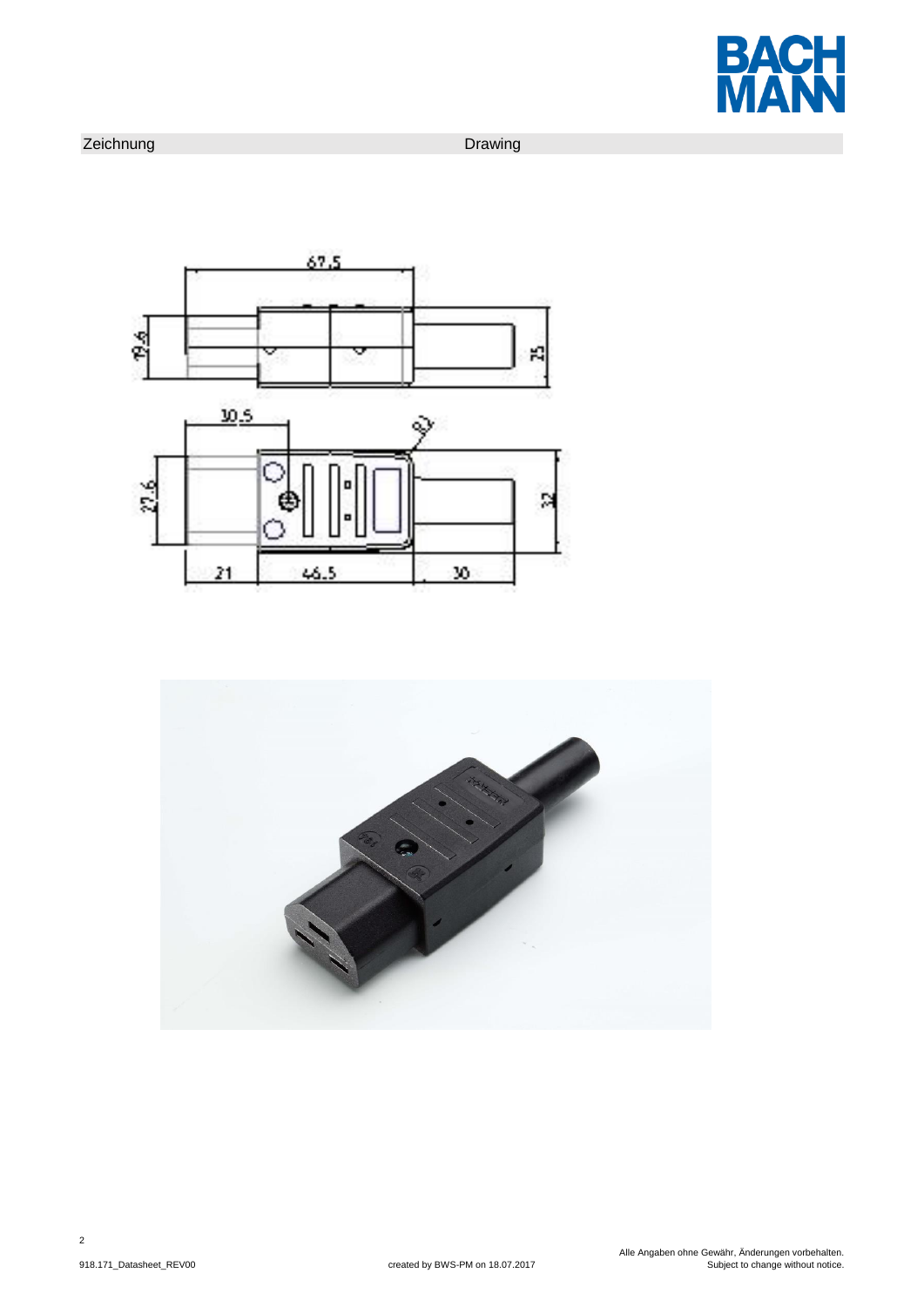Zeichnung Drawing

67.5

19.6

25

30.5

R3

27.6

32

21

46.5

30

Alle Angaben ohne Gewähr, Änderungen vorbehalten.
Subject to change without notice.